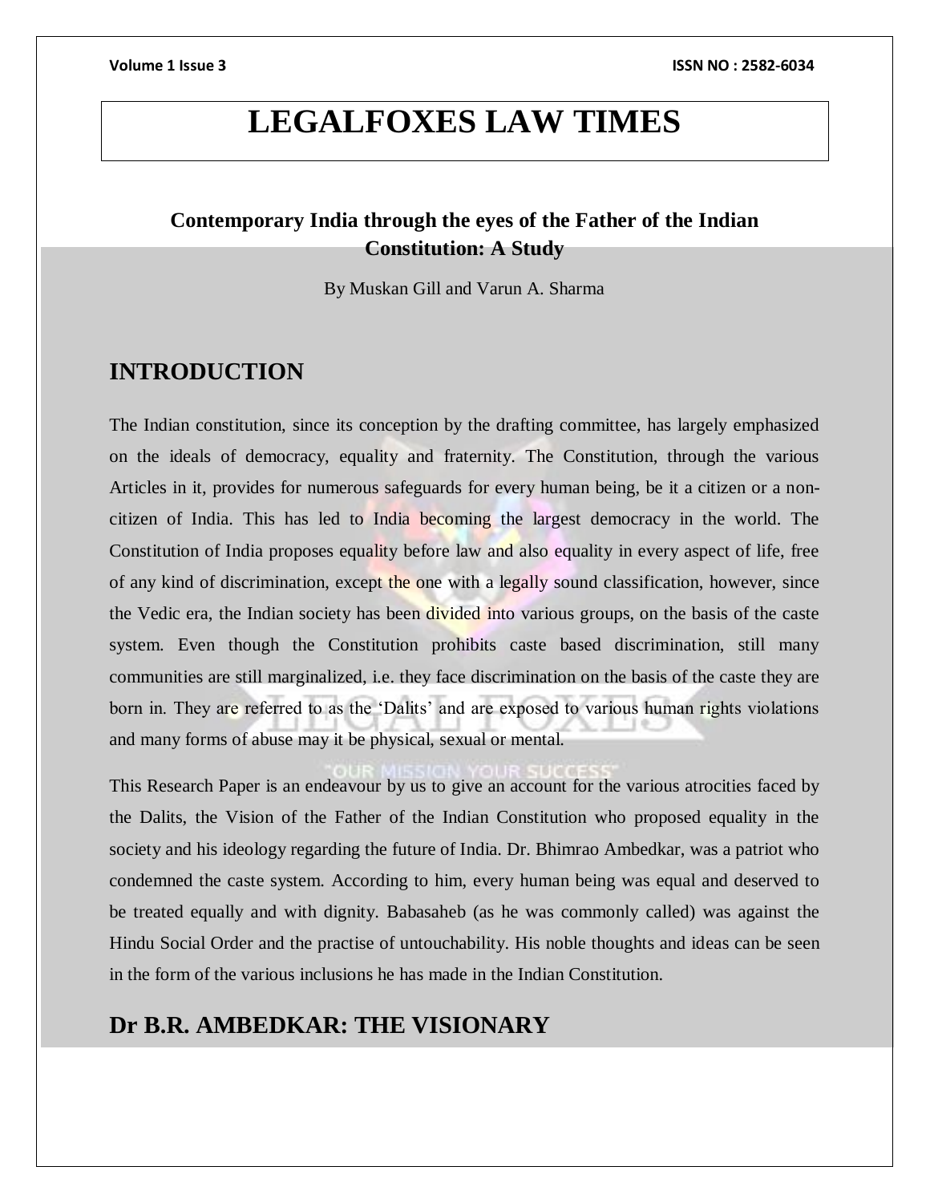# LEGALFOXES LAW TIMES

### Contemporary India through the eyes of the Father of the Indian Constitution: A Study

By Muskan Gill and Varun A. Sharma

## INTRODUCTION

The Indian constitution, since its conception by the drafting committee, has largely emphasized on the ideals of democracy, equality and fraternity. The Constitution, through the various Articles in it, provides for numerous safeguards for every human being, be it a citizen or a non-citizen of India. This has led to India becoming the largest democracy in the world. The Constitution of India proposes equality before law and also equality in every aspect of life, free of any kind of discrimination, except the one with a legally sound classification, however, since the Vedic era, the Indian society has been divided into various groups, on the basis of the caste system. Even though the Constitution prohibits caste based discrimination, still many communities are still marginalized, i.e. they face discrimination on the basis of the caste they are born in. They are referred to as the 'Dalits' and are exposed to various human rights violations and many forms of abuse may it be physical, sexual or mental.

This Research Paper is an endeavour by us to give an account for the various atrocities faced by the Dalits, the Vision of the Father of the Indian Constitution who proposed equality in the society and his ideology regarding the future of India. Dr. Bhimrao Ambedkar, was a patriot who condemned the caste system. According to him, every human being was equal and deserved to be treated equally and with dignity. Babasaheb (as he was commonly called) was against the Hindu Social Order and the practise of untouchability. His noble thoughts and ideas can be seen in the form of the various inclusions he has made in the Indian Constitution.

## Dr B.R. AMBEDKAR: THE VISIONARY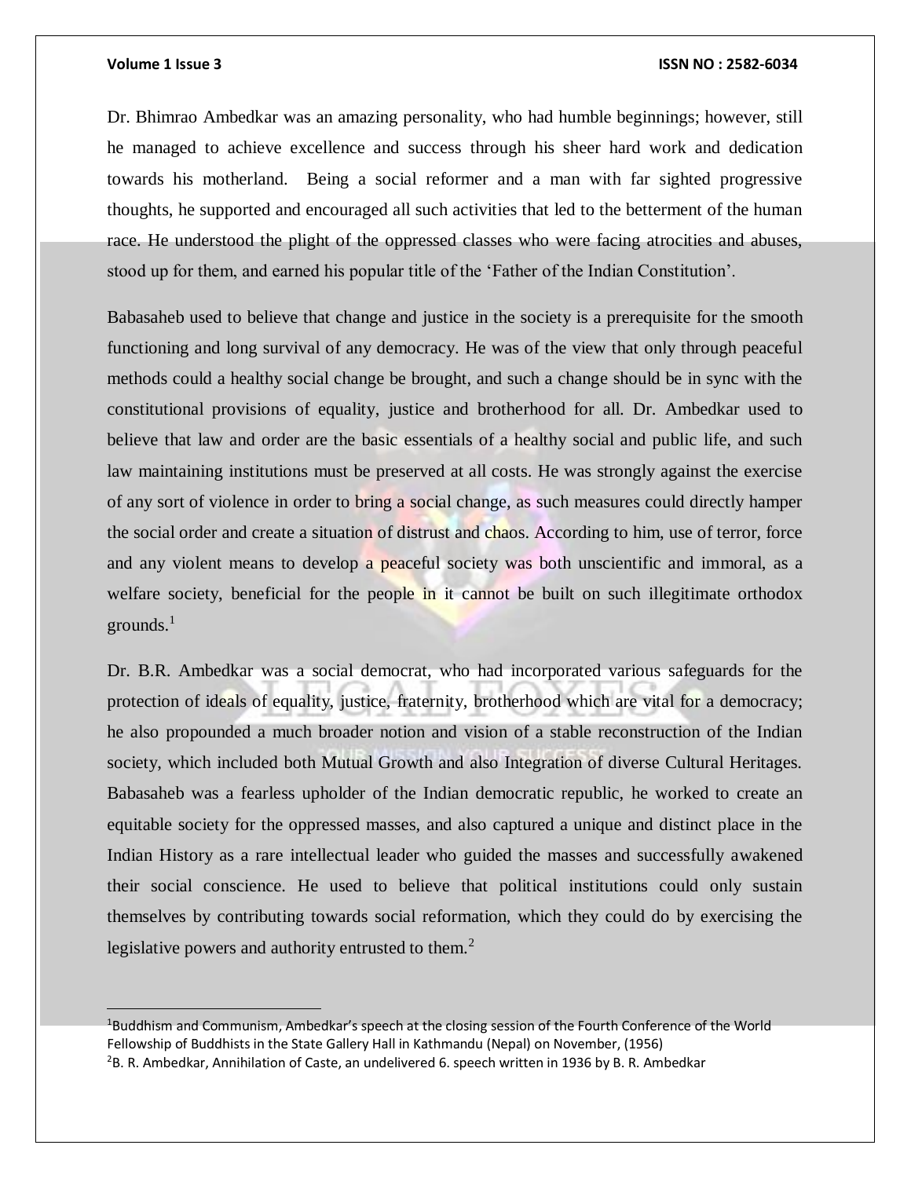Dr. Bhimrao Ambedkar was an amazing personality, who had humble beginnings; however, still he managed to achieve excellence and success through his sheer hard work and dedication towards his motherland. Being a social reformer and a man with far sighted progressive thoughts, he supported and encouraged all such activities that led to the betterment of the human race. He understood the plight of the oppressed classes who were facing atrocities and abuses, stood up for them, and earned his popular title of the 'Father of the Indian Constitution'.

Babasaheb used to believe that change and justice in the society is a prerequisite for the smooth functioning and long survival of any democracy. He was of the view that only through peaceful methods could a healthy social change be brought, and such a change should be in sync with the constitutional provisions of equality, justice and brotherhood for all. Dr. Ambedkar used to believe that law and order are the basic essentials of a healthy social and public life, and such law maintaining institutions must be preserved at all costs. He was strongly against the exercise of any sort of violence in order to bring a social change, as such measures could directly hamper the social order and create a situation of distrust and chaos. According to him, use of terror, force and any violent means to develop a peaceful society was both unscientific and immoral, as a welfare society, beneficial for the people in it cannot be built on such illegitimate orthodox grounds.[1]

Dr. B.R. Ambedkar was a social democrat, who had incorporated various safeguards for the protection of ideals of equality, justice, fraternity, brotherhood which are vital for a democracy; he also propounded a much broader notion and vision of a stable reconstruction of the Indian society, which included both Mutual Growth and also Integration of diverse Cultural Heritages. Babasaheb was a fearless upholder of the Indian democratic republic, he worked to create an equitable society for the oppressed masses, and also captured a unique and distinct place in the Indian History as a rare intellectual leader who guided the masses and successfully awakened their social conscience. He used to believe that political institutions could only sustain themselves by contributing towards social reformation, which they could do by exercising the legislative powers and authority entrusted to them.[2]

---

[1] Buddhism and Communism, Ambedkar's speech at the closing session of the Fourth Conference of the World Fellowship of Buddhists in the State Gallery Hall in Kathmandu (Nepal) on November, (1956)

[2] B. R. Ambedkar, Annihilation of Caste, an undelivered 6. speech written in 1936 by B. R. Ambedkar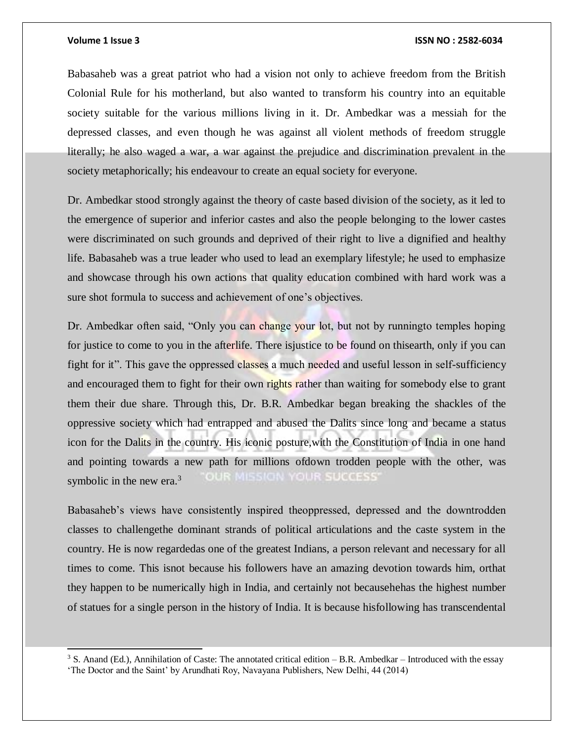Babasaheb was a great patriot who had a vision not only to achieve freedom from the British Colonial Rule for his motherland, but also wanted to transform his country into an equitable society suitable for the various millions living in it. Dr. Ambedkar was a messiah for the depressed classes, and even though he was against all violent methods of freedom struggle literally; he also waged a war, a war against the prejudice and discrimination prevalent in the society metaphorically; his endeavour to create an equal society for everyone.

Dr. Ambedkar stood strongly against the theory of caste based division of the society, as it led to the emergence of superior and inferior castes and also the people belonging to the lower castes were discriminated on such grounds and deprived of their right to live a dignified and healthy life. Babasaheb was a true leader who used to lead an exemplary lifestyle; he used to emphasize and showcase through his own actions that quality education combined with hard work was a sure shot formula to success and achievement of one's objectives.

Dr. Ambedkar often said, "Only you can change your lot, but not by runningto temples hoping for justice to come to you in the afterlife. There isjustice to be found on thisearth, only if you can fight for it". This gave the oppressed classes a much needed and useful lesson in self-sufficiency and encouraged them to fight for their own rights rather than waiting for somebody else to grant them their due share. Through this, Dr. B.R. Ambedkar began breaking the shackles of the oppressive society which had entrapped and abused the Dalits since long and became a status icon for the Dalits in the country. His iconic posture,with the Constitution of India in one hand and pointing towards a new path for millions ofdown trodden people with the other, was symbolic in the new era.[3]

Babasaheb's views have consistently inspired theoppressed, depressed and the downtrodden classes to challengethe dominant strands of political articulations and the caste system in the country. He is now regardedas one of the greatest Indians, a person relevant and necessary for all times to come. This isnot because his followers have an amazing devotion towards him, orthat they happen to be numerically high in India, and certainly not becausehehas the highest number of statues for a single person in the history of India. It is because hisfollowing has transcendental

---

[3] S. Anand (Ed.), Annihilation of Caste: The annotated critical edition – B.R. Ambedkar – Introduced with the essay 'The Doctor and the Saint' by Arundhati Roy, Navayana Publishers, New Delhi, 44 (2014)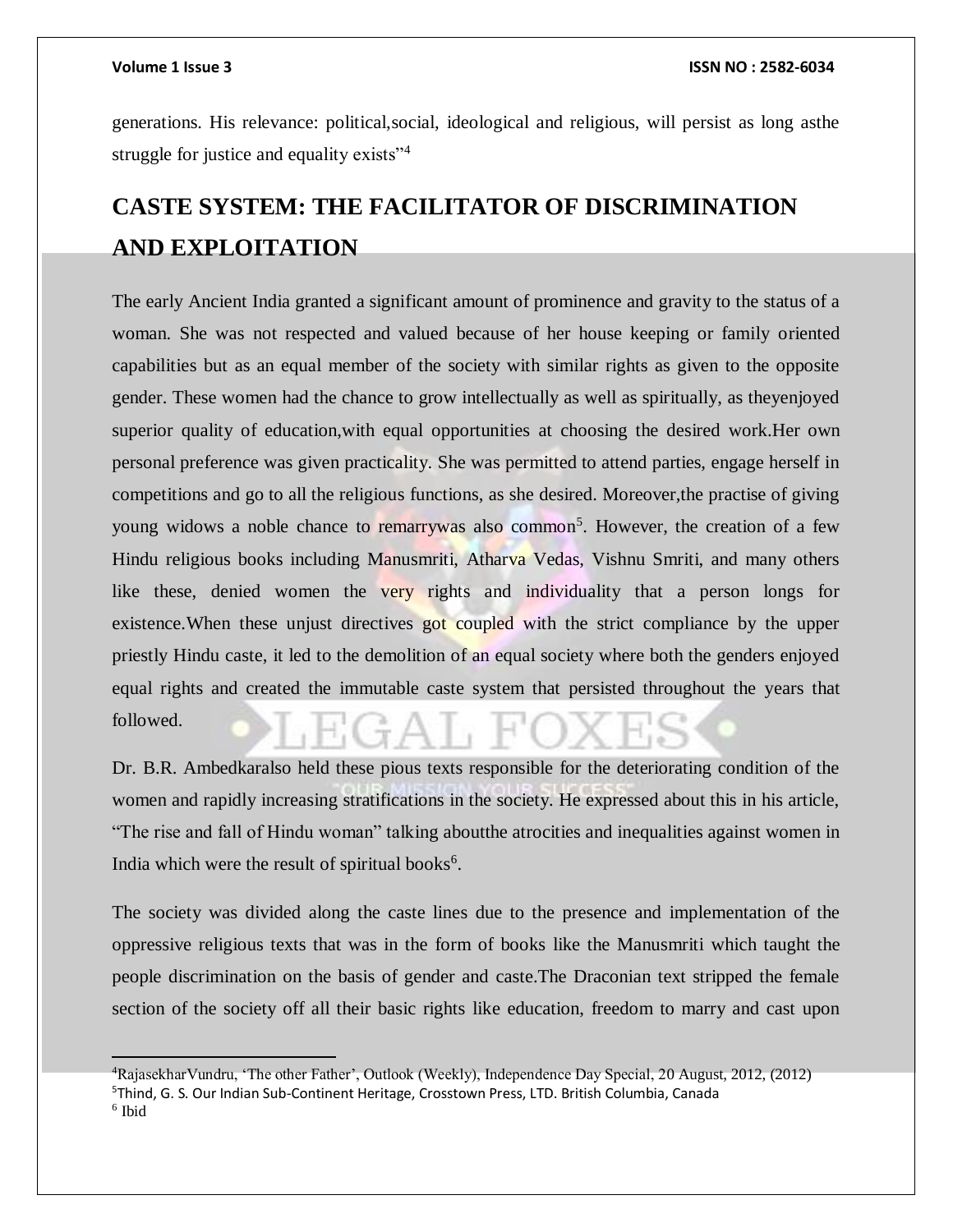generations. His relevance: political,social, ideological and religious, will persist as long asthe struggle for justice and equality exists"[4]

# CASTE SYSTEM: THE FACILITATOR OF DISCRIMINATION AND EXPLOITATION

The early Ancient India granted a significant amount of prominence and gravity to the status of a woman. She was not respected and valued because of her house keeping or family oriented capabilities but as an equal member of the society with similar rights as given to the opposite gender. These women had the chance to grow intellectually as well as spiritually, as theyenjoyed superior quality of education,with equal opportunities at choosing the desired work.Her own personal preference was given practicality. She was permitted to attend parties, engage herself in competitions and go to all the religious functions, as she desired. Moreover,the practise of giving young widows a noble chance to remarrywas also common[5]. However, the creation of a few Hindu religious books including Manusmriti, Atharva Vedas, Vishnu Smriti, and many others like these, denied women the very rights and individuality that a person longs for existence.When these unjust directives got coupled with the strict compliance by the upper priestly Hindu caste, it led to the demolition of an equal society where both the genders enjoyed equal rights and created the immutable caste system that persisted throughout the years that followed.

Dr. B.R. Ambedkaralso held these pious texts responsible for the deteriorating condition of the women and rapidly increasing stratifications in the society. He expressed about this in his article, "The rise and fall of Hindu woman" talking aboutthe atrocities and inequalities against women in India which were the result of spiritual books[6].

The society was divided along the caste lines due to the presence and implementation of the oppressive religious texts that was in the form of books like the Manusmriti which taught the people discrimination on the basis of gender and caste.The Draconian text stripped the female section of the society off all their basic rights like education, freedom to marry and cast upon

---

[4]RajasekharVundru, 'The other Father', Outlook (Weekly), Independence Day Special, 20 August, 2012, (2012)
[5]Thind, G. S. Our Indian Sub-Continent Heritage, Crosstown Press, LTD. British Columbia, Canada
[6] Ibid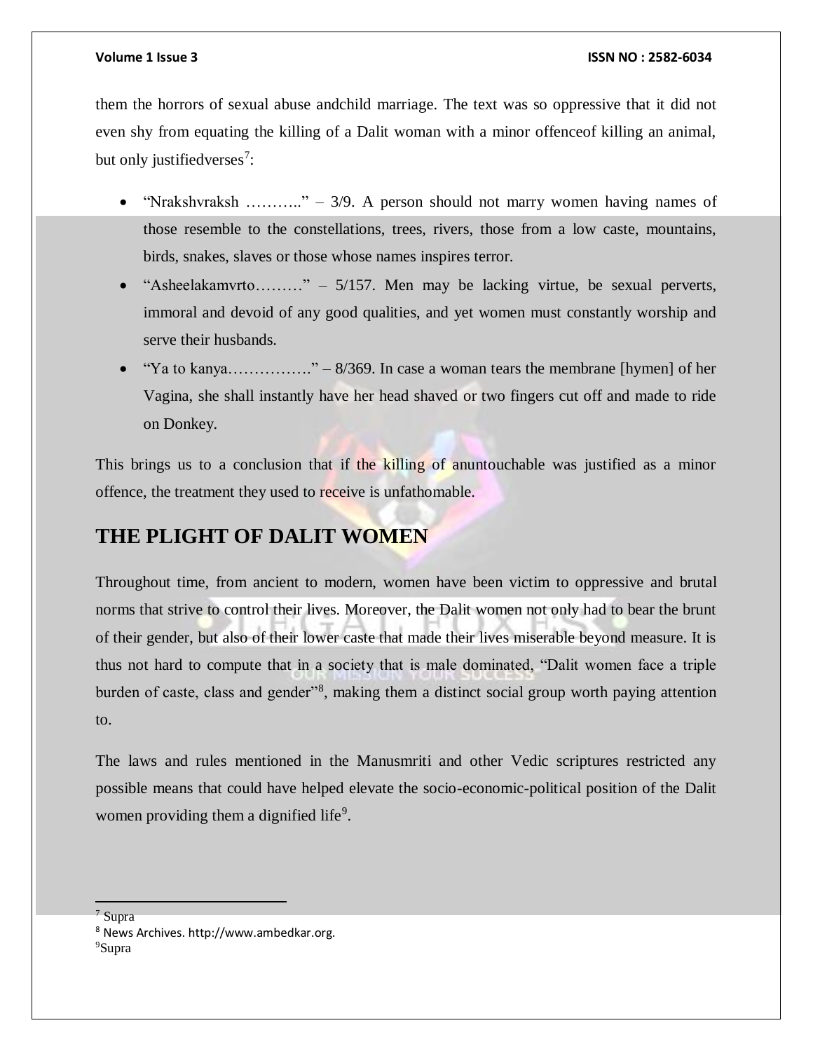them the horrors of sexual abuse andchild marriage. The text was so oppressive that it did not even shy from equating the killing of a Dalit woman with a minor offenceof killing an animal, but only justifiedverses[7]:

- "Nrakshvraksh ………." – 3/9. A person should not marry women having names of those resemble to the constellations, trees, rivers, those from a low caste, mountains, birds, snakes, slaves or those whose names inspires terror.
- "Asheelakamvrto………" – 5/157. Men may be lacking virtue, be sexual perverts, immoral and devoid of any good qualities, and yet women must constantly worship and serve their husbands.
- "Ya to kanya……………." – 8/369. In case a woman tears the membrane [hymen] of her Vagina, she shall instantly have her head shaved or two fingers cut off and made to ride on Donkey.

This brings us to a conclusion that if the killing of anuntouchable was justified as a minor offence, the treatment they used to receive is unfathomable.

## THE PLIGHT OF DALIT WOMEN

Throughout time, from ancient to modern, women have been victim to oppressive and brutal norms that strive to control their lives. Moreover, the Dalit women not only had to bear the brunt of their gender, but also of their lower caste that made their lives miserable beyond measure. It is thus not hard to compute that in a society that is male dominated, "Dalit women face a triple burden of caste, class and gender"[8], making them a distinct social group worth paying attention to.

The laws and rules mentioned in the Manusmriti and other Vedic scriptures restricted any possible means that could have helped elevate the socio-economic-political position of the Dalit women providing them a dignified life[9].

---

[7] Supra

[8] News Archives. http://www.ambedkar.org.

[9] Supra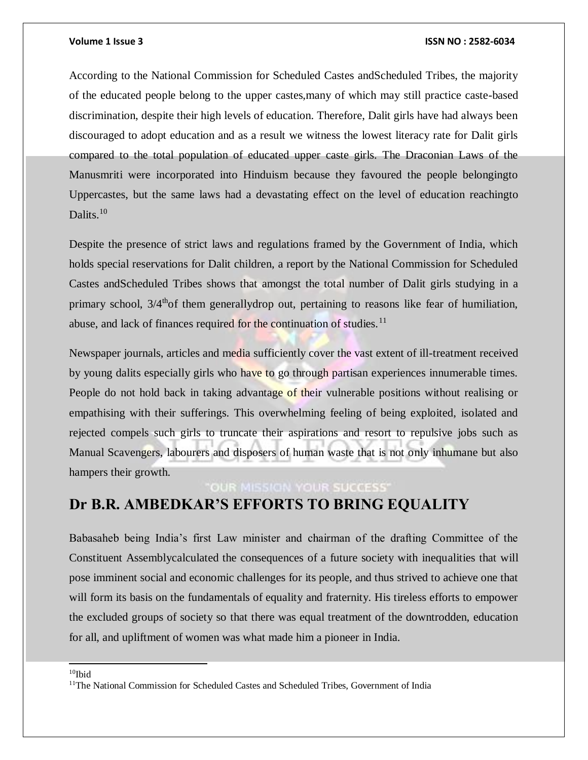According to the National Commission for Scheduled Castes andScheduled Tribes, the majority of the educated people belong to the upper castes,many of which may still practice caste-based discrimination, despite their high levels of education. Therefore, Dalit girls have had always been discouraged to adopt education and as a result we witness the lowest literacy rate for Dalit girls compared to the total population of educated upper caste girls. The Draconian Laws of the Manusmriti were incorporated into Hinduism because they favoured the people belongingto Uppercastes, but the same laws had a devastating effect on the level of education reachingto Dalits.[10]

Despite the presence of strict laws and regulations framed by the Government of India, which holds special reservations for Dalit children, a report by the National Commission for Scheduled Castes andScheduled Tribes shows that amongst the total number of Dalit girls studying in a primary school, 3/4$^{th}$of them generallydrop out, pertaining to reasons like fear of humiliation, abuse, and lack of finances required for the continuation of studies.[11]

Newspaper journals, articles and media sufficiently cover the vast extent of ill-treatment received by young dalits especially girls who have to go through partisan experiences innumerable times. People do not hold back in taking advantage of their vulnerable positions without realising or empathising with their sufferings. This overwhelming feeling of being exploited, isolated and rejected compels such girls to truncate their aspirations and resort to repulsive jobs such as Manual Scavengers, labourers and disposers of human waste that is not only inhumane but also hampers their growth.

## Dr B.R. AMBEDKAR'S EFFORTS TO BRING EQUALITY

Babasaheb being India's first Law minister and chairman of the drafting Committee of the Constituent Assemblycalculated the consequences of a future society with inequalities that will pose imminent social and economic challenges for its people, and thus strived to achieve one that will form its basis on the fundamentals of equality and fraternity. His tireless efforts to empower the excluded groups of society so that there was equal treatment of the downtrodden, education for all, and upliftment of women was what made him a pioneer in India.

---

[10]Ibid

[11]The National Commission for Scheduled Castes and Scheduled Tribes, Government of India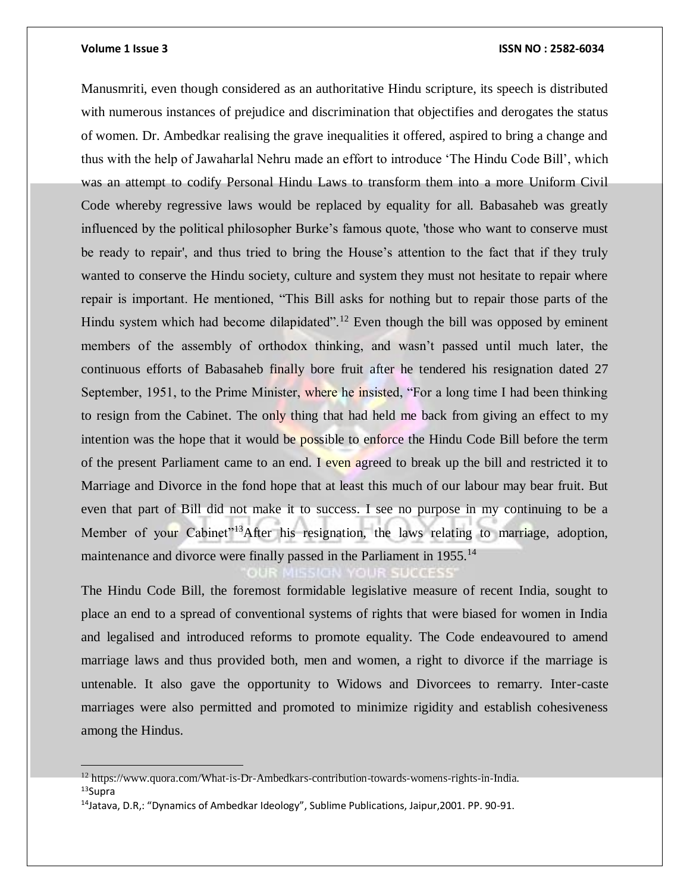Manusmriti, even though considered as an authoritative Hindu scripture, its speech is distributed with numerous instances of prejudice and discrimination that objectifies and derogates the status of women. Dr. Ambedkar realising the grave inequalities it offered, aspired to bring a change and thus with the help of Jawaharlal Nehru made an effort to introduce 'The Hindu Code Bill', which was an attempt to codify Personal Hindu Laws to transform them into a more Uniform Civil Code whereby regressive laws would be replaced by equality for all. Babasaheb was greatly influenced by the political philosopher Burke's famous quote, 'those who want to conserve must be ready to repair', and thus tried to bring the House's attention to the fact that if they truly wanted to conserve the Hindu society, culture and system they must not hesitate to repair where repair is important. He mentioned, "This Bill asks for nothing but to repair those parts of the Hindu system which had become dilapidated".[12] Even though the bill was opposed by eminent members of the assembly of orthodox thinking, and wasn't passed until much later, the continuous efforts of Babasaheb finally bore fruit after he tendered his resignation dated 27 September, 1951, to the Prime Minister, where he insisted, "For a long time I had been thinking to resign from the Cabinet. The only thing that had held me back from giving an effect to my intention was the hope that it would be possible to enforce the Hindu Code Bill before the term of the present Parliament came to an end. I even agreed to break up the bill and restricted it to Marriage and Divorce in the fond hope that at least this much of our labour may bear fruit. But even that part of Bill did not make it to success. I see no purpose in my continuing to be a Member of your Cabinet"[13]After his resignation, the laws relating to marriage, adoption, maintenance and divorce were finally passed in the Parliament in 1955.[14]

The Hindu Code Bill, the foremost formidable legislative measure of recent India, sought to place an end to a spread of conventional systems of rights that were biased for women in India and legalised and introduced reforms to promote equality. The Code endeavoured to amend marriage laws and thus provided both, men and women, a right to divorce if the marriage is untenable. It also gave the opportunity to Widows and Divorcees to remarry. Inter-caste marriages were also permitted and promoted to minimize rigidity and establish cohesiveness among the Hindus.

---

[12] https://www.quora.com/What-is-Dr-Ambedkars-contribution-towards-womens-rights-in-India.

[13]Supra

[14]Jatava, D.R,: "Dynamics of Ambedkar Ideology", Sublime Publications, Jaipur,2001. PP. 90-91.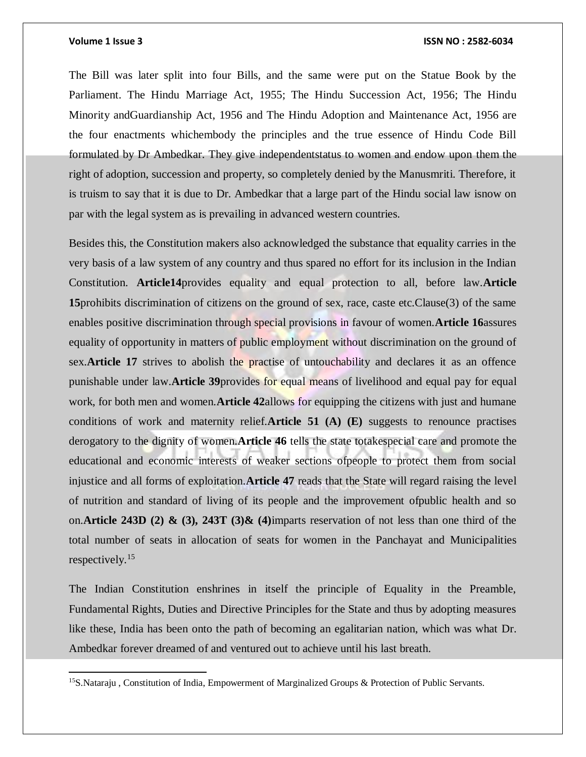The Bill was later split into four Bills, and the same were put on the Statue Book by the Parliament. The Hindu Marriage Act, 1955; The Hindu Succession Act, 1956; The Hindu Minority andGuardianship Act, 1956 and The Hindu Adoption and Maintenance Act, 1956 are the four enactments whichembody the principles and the true essence of Hindu Code Bill formulated by Dr Ambedkar. They give independentstatus to women and endow upon them the right of adoption, succession and property, so completely denied by the Manusmriti. Therefore, it is truism to say that it is due to Dr. Ambedkar that a large part of the Hindu social law isnow on par with the legal system as is prevailing in advanced western countries.

Besides this, the Constitution makers also acknowledged the substance that equality carries in the very basis of a law system of any country and thus spared no effort for its inclusion in the Indian Constitution. **Article14**provides equality and equal protection to all, before law.**Article 15**prohibits discrimination of citizens on the ground of sex, race, caste etc.Clause(3) of the same enables positive discrimination through special provisions in favour of women.**Article 16**assures equality of opportunity in matters of public employment without discrimination on the ground of sex.**Article 17** strives to abolish the practise of untouchability and declares it as an offence punishable under law.**Article 39**provides for equal means of livelihood and equal pay for equal work, for both men and women.**Article 42**allows for equipping the citizens with just and humane conditions of work and maternity relief.**Article 51 (A) (E)** suggests to renounce practises derogatory to the dignity of women.**Article 46** tells the state totakespecial care and promote the educational and economic interests of weaker sections ofpeople to protect them from social injustice and all forms of exploitation.**Article 47** reads that the State will regard raising the level of nutrition and standard of living of its people and the improvement ofpublic health and so on.**Article 243D (2) & (3), 243T (3)& (4)**imparts reservation of not less than one third of the total number of seats in allocation of seats for women in the Panchayat and Municipalities respectively.[15]

The Indian Constitution enshrines in itself the principle of Equality in the Preamble, Fundamental Rights, Duties and Directive Principles for the State and thus by adopting measures like these, India has been onto the path of becoming an egalitarian nation, which was what Dr. Ambedkar forever dreamed of and ventured out to achieve until his last breath.

[15]S.Nataraju , Constitution of India, Empowerment of Marginalized Groups & Protection of Public Servants.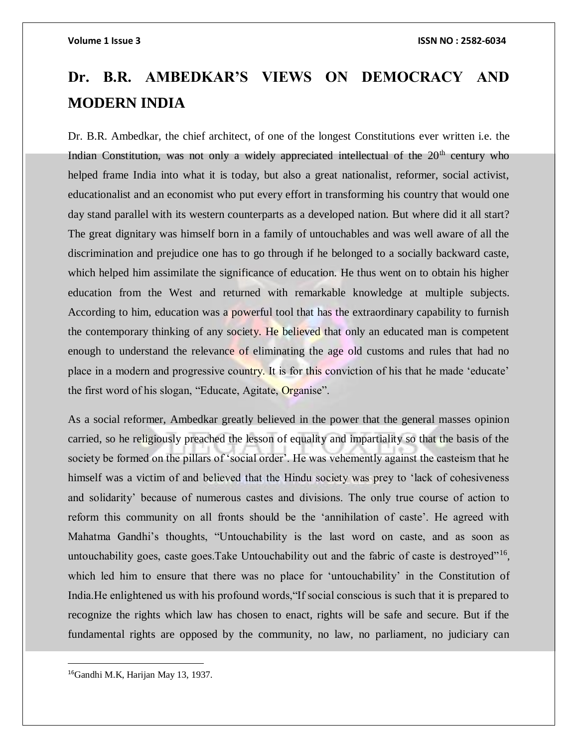# Dr. B.R. AMBEDKAR'S VIEWS ON DEMOCRACY AND MODERN INDIA

Dr. B.R. Ambedkar, the chief architect, of one of the longest Constitutions ever written i.e. the Indian Constitution, was not only a widely appreciated intellectual of the 20th century who helped frame India into what it is today, but also a great nationalist, reformer, social activist, educationalist and an economist who put every effort in transforming his country that would one day stand parallel with its western counterparts as a developed nation. But where did it all start? The great dignitary was himself born in a family of untouchables and was well aware of all the discrimination and prejudice one has to go through if he belonged to a socially backward caste, which helped him assimilate the significance of education. He thus went on to obtain his higher education from the West and returned with remarkable knowledge at multiple subjects. According to him, education was a powerful tool that has the extraordinary capability to furnish the contemporary thinking of any society. He believed that only an educated man is competent enough to understand the relevance of eliminating the age old customs and rules that had no place in a modern and progressive country. It is for this conviction of his that he made 'educate' the first word of his slogan, "Educate, Agitate, Organise".

As a social reformer, Ambedkar greatly believed in the power that the general masses opinion carried, so he religiously preached the lesson of equality and impartiality so that the basis of the society be formed on the pillars of 'social order'. He was vehemently against the casteism that he himself was a victim of and believed that the Hindu society was prey to 'lack of cohesiveness and solidarity' because of numerous castes and divisions. The only true course of action to reform this community on all fronts should be the 'annihilation of caste'. He agreed with Mahatma Gandhi's thoughts, "Untouchability is the last word on caste, and as soon as untouchability goes, caste goes.Take Untouchability out and the fabric of caste is destroyed"[16], which led him to ensure that there was no place for 'untouchability' in the Constitution of India.He enlightened us with his profound words,"If social conscious is such that it is prepared to recognize the rights which law has chosen to enact, rights will be safe and secure. But if the fundamental rights are opposed by the community, no law, no parliament, no judiciary can

---

[16] Gandhi M.K, Harijan May 13, 1937.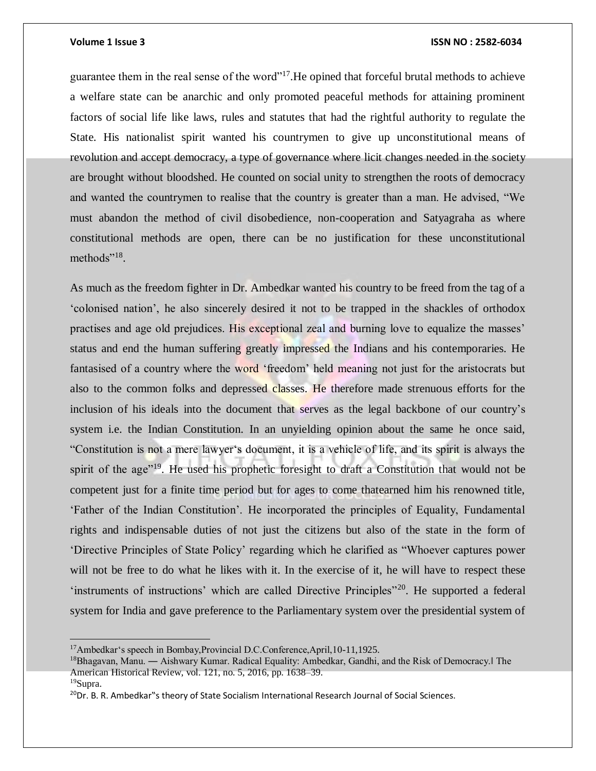guarantee them in the real sense of the word"[17].He opined that forceful brutal methods to achieve a welfare state can be anarchic and only promoted peaceful methods for attaining prominent factors of social life like laws, rules and statutes that had the rightful authority to regulate the State. His nationalist spirit wanted his countrymen to give up unconstitutional means of revolution and accept democracy, a type of governance where licit changes needed in the society are brought without bloodshed. He counted on social unity to strengthen the roots of democracy and wanted the countrymen to realise that the country is greater than a man. He advised, "We must abandon the method of civil disobedience, non-cooperation and Satyagraha as where constitutional methods are open, there can be no justification for these unconstitutional methods"[18].

As much as the freedom fighter in Dr. Ambedkar wanted his country to be freed from the tag of a 'colonised nation', he also sincerely desired it not to be trapped in the shackles of orthodox practises and age old prejudices. His exceptional zeal and burning love to equalize the masses' status and end the human suffering greatly impressed the Indians and his contemporaries. He fantasised of a country where the word 'freedom' held meaning not just for the aristocrats but also to the common folks and depressed classes. He therefore made strenuous efforts for the inclusion of his ideals into the document that serves as the legal backbone of our country's system i.e. the Indian Constitution. In an unyielding opinion about the same he once said, "Constitution is not a mere lawyer's document, it is a vehicle of life, and its spirit is always the spirit of the age"[19]. He used his prophetic foresight to draft a Constitution that would not be competent just for a finite time period but for ages to come thatearned him his renowned title, 'Father of the Indian Constitution'. He incorporated the principles of Equality, Fundamental rights and indispensable duties of not just the citizens but also of the state in the form of 'Directive Principles of State Policy' regarding which he clarified as "Whoever captures power will not be free to do what he likes with it. In the exercise of it, he will have to respect these 'instruments of instructions' which are called Directive Principles"[20]. He supported a federal system for India and gave preference to the Parliamentary system over the presidential system of

---

[17]Ambedkar's speech in Bombay,Provincial D.C.Conference,April,10-11,1925.

[18]Bhagavan, Manu. ― Aishwary Kumar. Radical Equality: Ambedkar, Gandhi, and the Risk of Democracy.‖ The American Historical Review, vol. 121, no. 5, 2016, pp. 1638–39.

[19]Supra.

[20]Dr. B. R. Ambedkar"s theory of State Socialism International Research Journal of Social Sciences.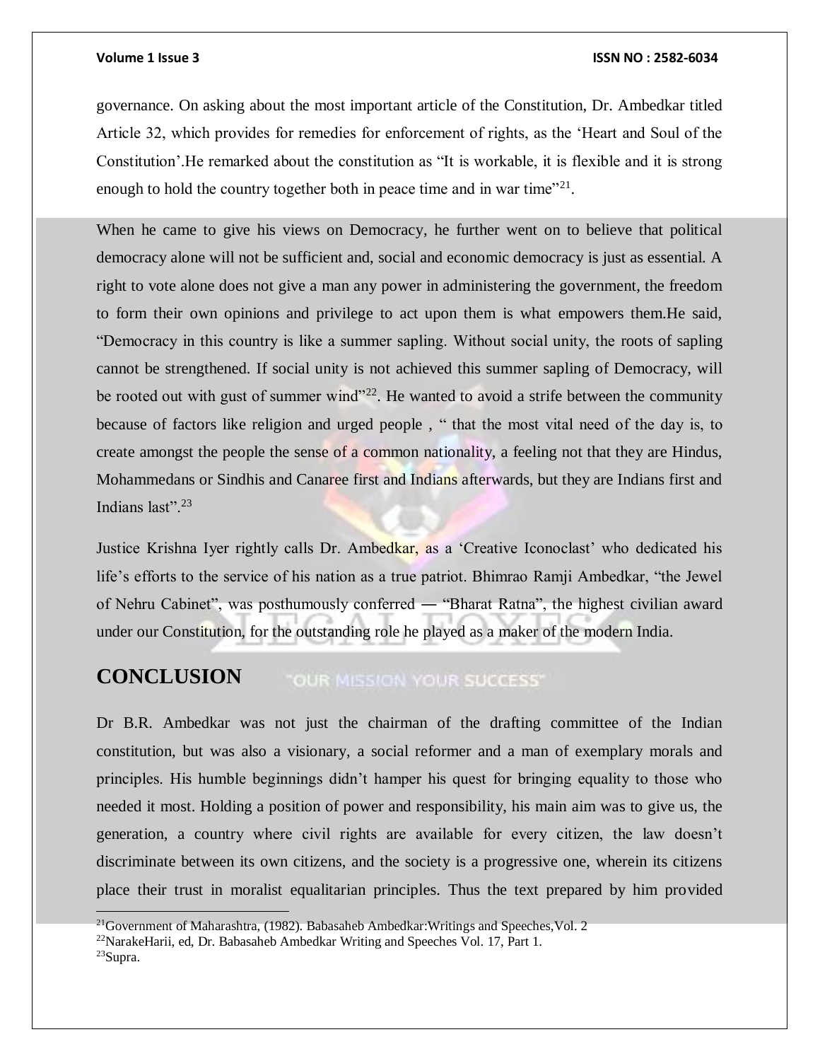governance. On asking about the most important article of the Constitution, Dr. Ambedkar titled Article 32, which provides for remedies for enforcement of rights, as the 'Heart and Soul of the Constitution'.He remarked about the constitution as "It is workable, it is flexible and it is strong enough to hold the country together both in peace time and in war time"[21].

When he came to give his views on Democracy, he further went on to believe that political democracy alone will not be sufficient and, social and economic democracy is just as essential. A right to vote alone does not give a man any power in administering the government, the freedom to form their own opinions and privilege to act upon them is what empowers them.He said, "Democracy in this country is like a summer sapling. Without social unity, the roots of sapling cannot be strengthened. If social unity is not achieved this summer sapling of Democracy, will be rooted out with gust of summer wind"[22]. He wanted to avoid a strife between the community because of factors like religion and urged people , " that the most vital need of the day is, to create amongst the people the sense of a common nationality, a feeling not that they are Hindus, Mohammedans or Sindhis and Canaree first and Indians afterwards, but they are Indians first and Indians last".[23]

Justice Krishna Iyer rightly calls Dr. Ambedkar, as a 'Creative Iconoclast' who dedicated his life's efforts to the service of his nation as a true patriot. Bhimrao Ramji Ambedkar, "the Jewel of Nehru Cabinet", was posthumously conferred — "Bharat Ratna", the highest civilian award under our Constitution, for the outstanding role he played as a maker of the modern India.

## CONCLUSION

Dr B.R. Ambedkar was not just the chairman of the drafting committee of the Indian constitution, but was also a visionary, a social reformer and a man of exemplary morals and principles. His humble beginnings didn't hamper his quest for bringing equality to those who needed it most. Holding a position of power and responsibility, his main aim was to give us, the generation, a country where civil rights are available for every citizen, the law doesn't discriminate between its own citizens, and the society is a progressive one, wherein its citizens place their trust in moralist equalitarian principles. Thus the text prepared by him provided

[21] Government of Maharashtra, (1982). Babasaheb Ambedkar:Writings and Speeches,Vol. 2

[22] NarakeHarii, ed, Dr. Babasaheb Ambedkar Writing and Speeches Vol. 17, Part 1.

[23] Supra.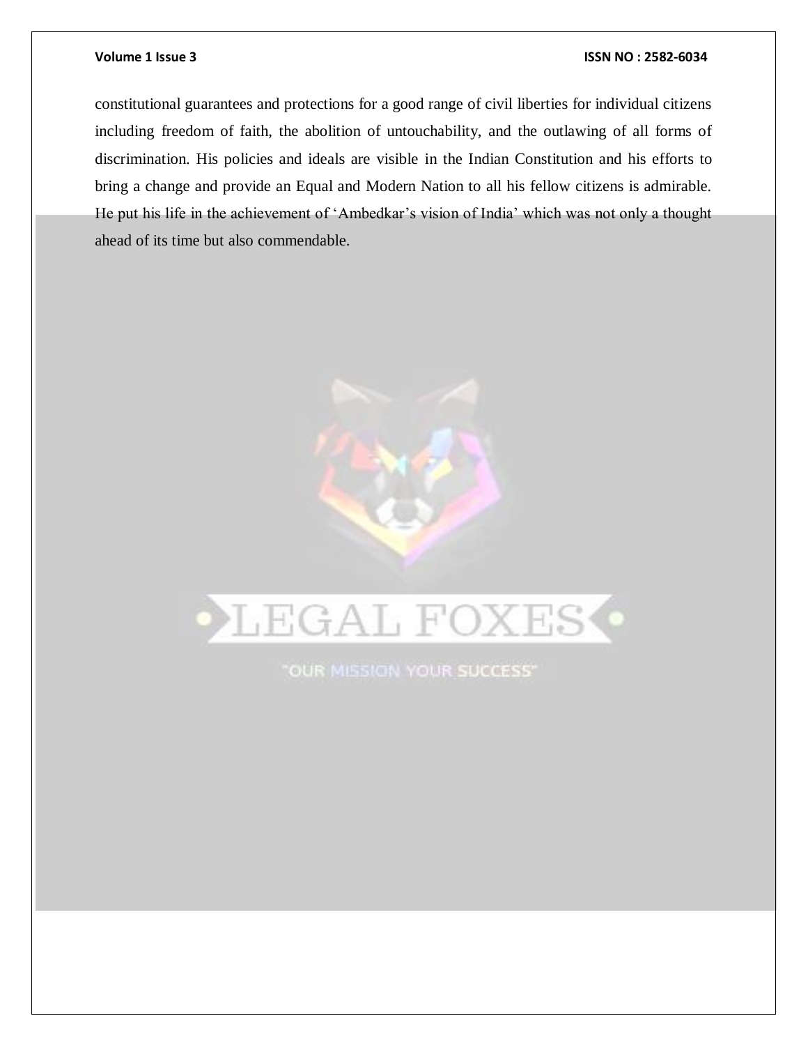constitutional guarantees and protections for a good range of civil liberties for individual citizens including freedom of faith, the abolition of untouchability, and the outlawing of all forms of discrimination. His policies and ideals are visible in the Indian Constitution and his efforts to bring a change and provide an Equal and Modern Nation to all his fellow citizens is admirable. He put his life in the achievement of 'Ambedkar's vision of India' which was not only a thought ahead of its time but also commendable.